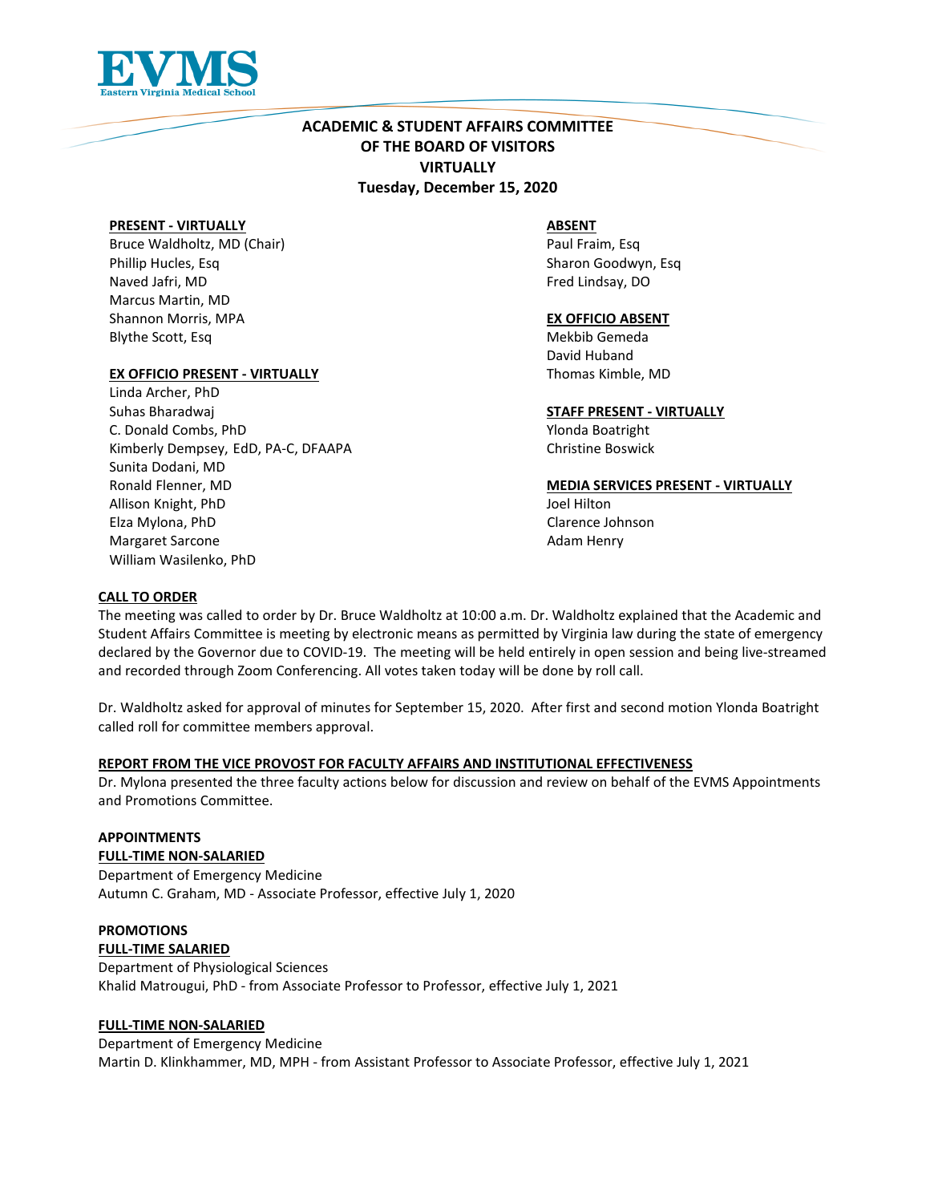EVMS
Eastern Virginia Medical School

# ACADEMIC & STUDENT AFFAIRS COMMITTEE OF THE BOARD OF VISITORS VIRTUALLY

**Tuesday, December 15, 2020**

**PRESENT - VIRTUALLY**
Bruce Waldholtz, MD (Chair)
Phillip Hucles, Esq
Naved Jafri, MD
Marcus Martin, MD
Shannon Morris, MPA
Blythe Scott, Esq

**EX OFFICIO PRESENT - VIRTUALLY**
Linda Archer, PhD
Suhas Bharadwaj
C. Donald Combs, PhD
Kimberly Dempsey, EdD, PA-C, DFAAPA
Sunita Dodani, MD
Ronald Flenner, MD
Allison Knight, PhD
Elza Mylona, PhD
Margaret Sarcone
William Wasilenko, PhD

**ABSENT**
Paul Fraim, Esq
Sharon Goodwyn, Esq
Fred Lindsay, DO

**EX OFFICIO ABSENT**
Mekbib Gemeda
David Huband
Thomas Kimble, MD

**STAFF PRESENT - VIRTUALLY**
Ylonda Boatright
Christine Boswick

**MEDIA SERVICES PRESENT - VIRTUALLY**
Joel Hilton
Clarence Johnson
Adam Henry

## CALL TO ORDER

The meeting was called to order by Dr. Bruce Waldholtz at 10:00 a.m. Dr. Waldholtz explained that the Academic and Student Affairs Committee is meeting by electronic means as permitted by Virginia law during the state of emergency declared by the Governor due to COVID-19. The meeting will be held entirely in open session and being live-streamed and recorded through Zoom Conferencing. All votes taken today will be done by roll call.

Dr. Waldholtz asked for approval of minutes for September 15, 2020. After first and second motion Ylonda Boatright called roll for committee members approval.

## REPORT FROM THE VICE PROVOST FOR FACULTY AFFAIRS AND INSTITUTIONAL EFFECTIVENESS

Dr. Mylona presented the three faculty actions below for discussion and review on behalf of the EVMS Appointments and Promotions Committee.

### APPOINTMENTS

**FULL-TIME NON-SALARIED**
Department of Emergency Medicine
Autumn C. Graham, MD - Associate Professor, effective July 1, 2020

### PROMOTIONS

**FULL-TIME SALARIED**
Department of Physiological Sciences
Khalid Matrougui, PhD - from Associate Professor to Professor, effective July 1, 2021

**FULL-TIME NON-SALARIED**
Department of Emergency Medicine
Martin D. Klinkhammer, MD, MPH - from Assistant Professor to Associate Professor, effective July 1, 2021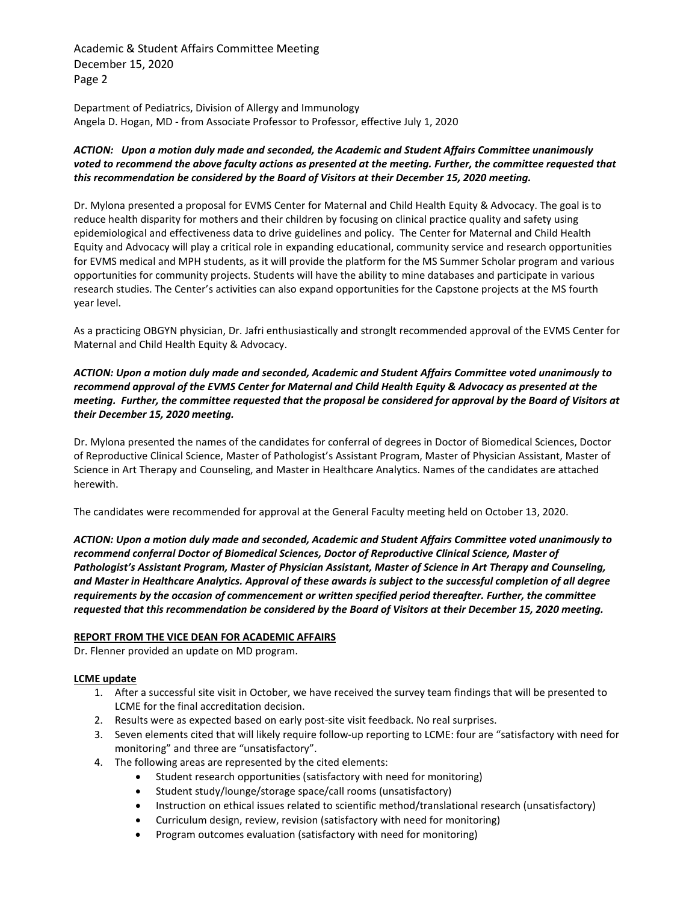Department of Pediatrics, Division of Allergy and Immunology
Angela D. Hogan, MD - from Associate Professor to Professor, effective July 1, 2020

***ACTION: Upon a motion duly made and seconded, the Academic and Student Affairs Committee unanimously voted to recommend the above faculty actions as presented at the meeting. Further, the committee requested that this recommendation be considered by the Board of Visitors at their December 15, 2020 meeting.***

Dr. Mylona presented a proposal for EVMS Center for Maternal and Child Health Equity & Advocacy. The goal is to reduce health disparity for mothers and their children by focusing on clinical practice quality and safety using epidemiological and effectiveness data to drive guidelines and policy. The Center for Maternal and Child Health Equity and Advocacy will play a critical role in expanding educational, community service and research opportunities for EVMS medical and MPH students, as it will provide the platform for the MS Summer Scholar program and various opportunities for community projects. Students will have the ability to mine databases and participate in various research studies. The Center's activities can also expand opportunities for the Capstone projects at the MS fourth year level.

As a practicing OBGYN physician, Dr. Jafri enthusiastically and stronglt recommended approval of the EVMS Center for Maternal and Child Health Equity & Advocacy.

***ACTION: Upon a motion duly made and seconded, Academic and Student Affairs Committee voted unanimously to recommend approval of the EVMS Center for Maternal and Child Health Equity & Advocacy as presented at the meeting. Further, the committee requested that the proposal be considered for approval by the Board of Visitors at their December 15, 2020 meeting.***

Dr. Mylona presented the names of the candidates for conferral of degrees in Doctor of Biomedical Sciences, Doctor of Reproductive Clinical Science, Master of Pathologist's Assistant Program, Master of Physician Assistant, Master of Science in Art Therapy and Counseling, and Master in Healthcare Analytics. Names of the candidates are attached herewith.

The candidates were recommended for approval at the General Faculty meeting held on October 13, 2020.

***ACTION: Upon a motion duly made and seconded, Academic and Student Affairs Committee voted unanimously to recommend conferral Doctor of Biomedical Sciences, Doctor of Reproductive Clinical Science, Master of Pathologist's Assistant Program, Master of Physician Assistant, Master of Science in Art Therapy and Counseling, and Master in Healthcare Analytics. Approval of these awards is subject to the successful completion of all degree requirements by the occasion of commencement or written specified period thereafter. Further, the committee requested that this recommendation be considered by the Board of Visitors at their December 15, 2020 meeting.***

**REPORT FROM THE VICE DEAN FOR ACADEMIC AFFAIRS**

Dr. Flenner provided an update on MD program.

**LCME update**

1. After a successful site visit in October, we have received the survey team findings that will be presented to LCME for the final accreditation decision.
2. Results were as expected based on early post-site visit feedback. No real surprises.
3. Seven elements cited that will likely require follow-up reporting to LCME: four are "satisfactory with need for monitoring" and three are "unsatisfactory".
4. The following areas are represented by the cited elements:
    - Student research opportunities (satisfactory with need for monitoring)
    - Student study/lounge/storage space/call rooms (unsatisfactory)
    - Instruction on ethical issues related to scientific method/translational research (unsatisfactory)
    - Curriculum design, review, revision (satisfactory with need for monitoring)
    - Program outcomes evaluation (satisfactory with need for monitoring)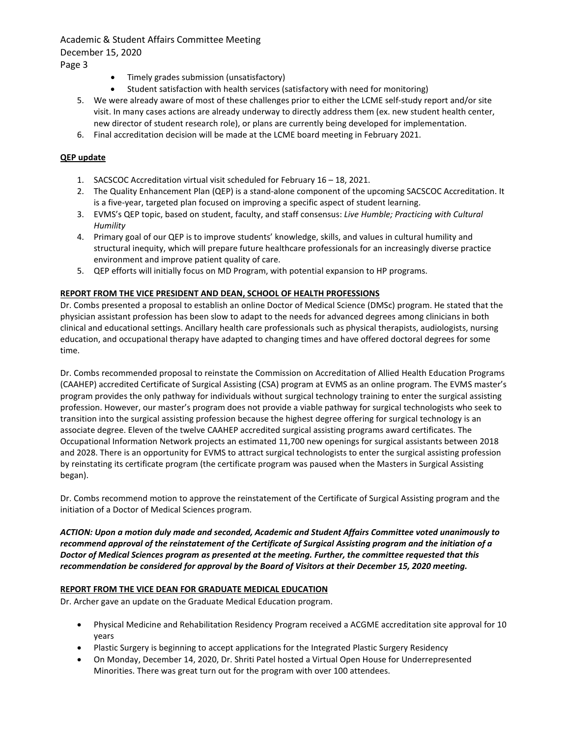- Timely grades submission (unsatisfactory)
- Student satisfaction with health services (satisfactory with need for monitoring)

5. We were already aware of most of these challenges prior to either the LCME self-study report and/or site visit. In many cases actions are already underway to directly address them (ex. new student health center, new director of student research role), or plans are currently being developed for implementation.
6. Final accreditation decision will be made at the LCME board meeting in February 2021.

**QEP update**

1. SACSCOC Accreditation virtual visit scheduled for February 16 – 18, 2021.
2. The Quality Enhancement Plan (QEP) is a stand-alone component of the upcoming SACSCOC Accreditation. It is a five-year, targeted plan focused on improving a specific aspect of student learning.
3. EVMS's QEP topic, based on student, faculty, and staff consensus: *Live Humble; Practicing with Cultural Humility*
4. Primary goal of our QEP is to improve students' knowledge, skills, and values in cultural humility and structural inequity, which will prepare future healthcare professionals for an increasingly diverse practice environment and improve patient quality of care.
5. QEP efforts will initially focus on MD Program, with potential expansion to HP programs.

**REPORT FROM THE VICE PRESIDENT AND DEAN, SCHOOL OF HEALTH PROFESSIONS**

Dr. Combs presented a proposal to establish an online Doctor of Medical Science (DMSc) program. He stated that the physician assistant profession has been slow to adapt to the needs for advanced degrees among clinicians in both clinical and educational settings. Ancillary health care professionals such as physical therapists, audiologists, nursing education, and occupational therapy have adapted to changing times and have offered doctoral degrees for some time.

Dr. Combs recommended proposal to reinstate the Commission on Accreditation of Allied Health Education Programs (CAAHEP) accredited Certificate of Surgical Assisting (CSA) program at EVMS as an online program. The EVMS master's program provides the only pathway for individuals without surgical technology training to enter the surgical assisting profession. However, our master's program does not provide a viable pathway for surgical technologists who seek to transition into the surgical assisting profession because the highest degree offering for surgical technology is an associate degree. Eleven of the twelve CAAHEP accredited surgical assisting programs award certificates. The Occupational Information Network projects an estimated 11,700 new openings for surgical assistants between 2018 and 2028. There is an opportunity for EVMS to attract surgical technologists to enter the surgical assisting profession by reinstating its certificate program (the certificate program was paused when the Masters in Surgical Assisting began).

Dr. Combs recommend motion to approve the reinstatement of the Certificate of Surgical Assisting program and the initiation of a Doctor of Medical Sciences program.

***ACTION: Upon a motion duly made and seconded, Academic and Student Affairs Committee voted unanimously to recommend approval of the reinstatement of the Certificate of Surgical Assisting program and the initiation of a Doctor of Medical Sciences program as presented at the meeting. Further, the committee requested that this recommendation be considered for approval by the Board of Visitors at their December 15, 2020 meeting.***

**REPORT FROM THE VICE DEAN FOR GRADUATE MEDICAL EDUCATION**

Dr. Archer gave an update on the Graduate Medical Education program.

- Physical Medicine and Rehabilitation Residency Program received a ACGME accreditation site approval for 10 years
- Plastic Surgery is beginning to accept applications for the Integrated Plastic Surgery Residency
- On Monday, December 14, 2020, Dr. Shriti Patel hosted a Virtual Open House for Underrepresented Minorities. There was great turn out for the program with over 100 attendees.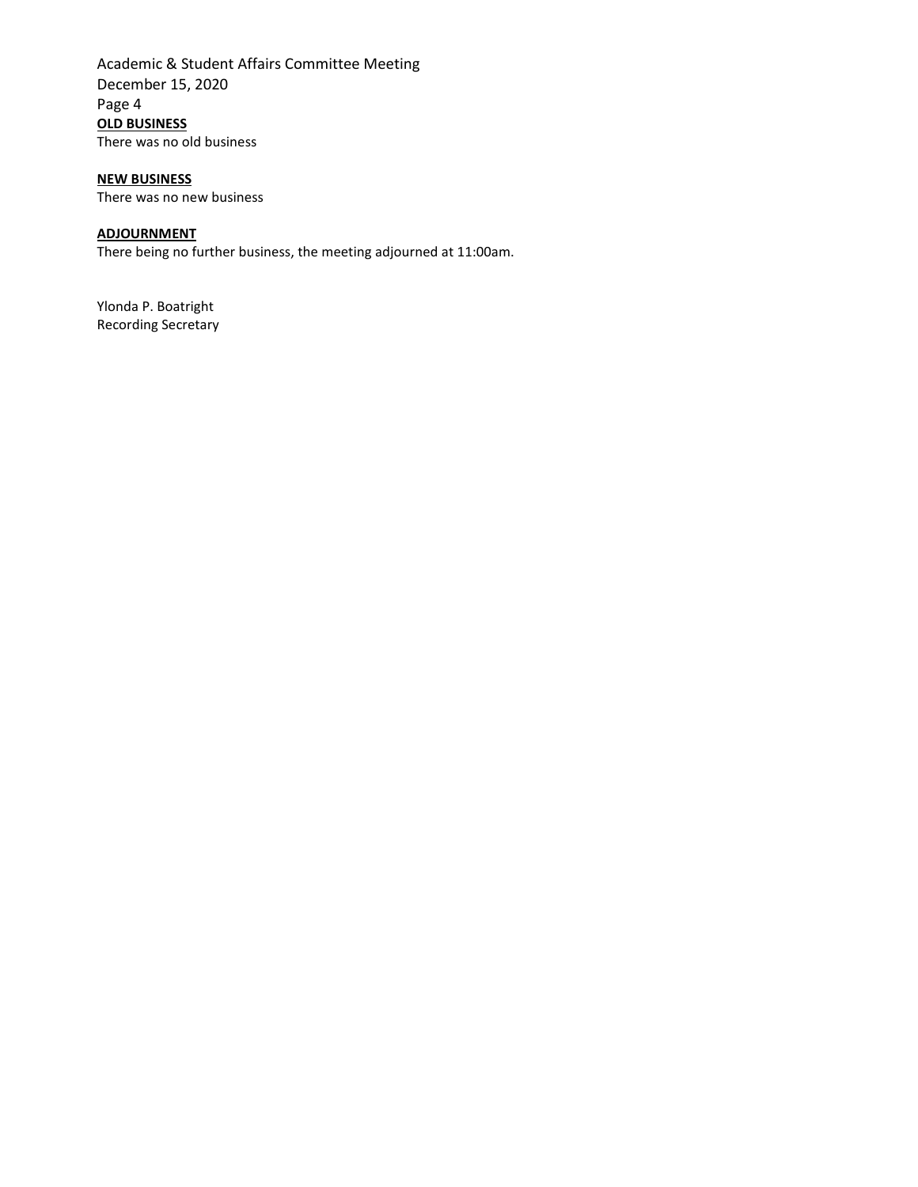**OLD BUSINESS**

There was no old business

**NEW BUSINESS**

There was no new business

**ADJOURNMENT**

There being no further business, the meeting adjourned at 11:00am.

Ylonda P. Boatright
Recording Secretary